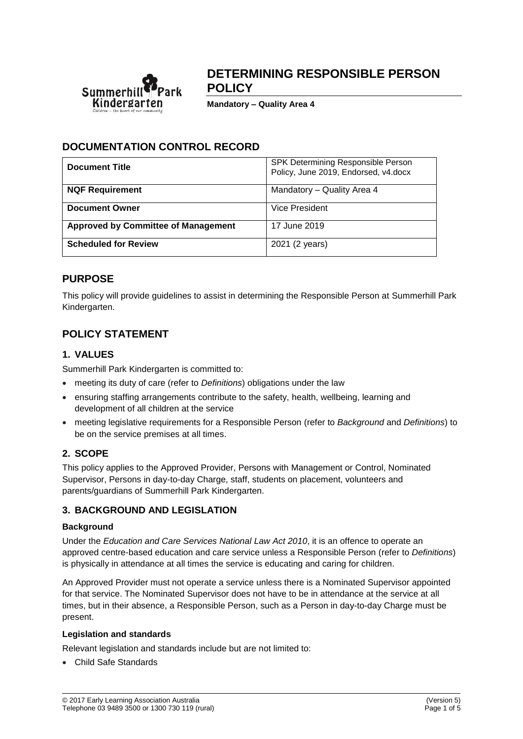# DETERMINING RESPONSIBLE PERSON POLICY

**Mandatory – Quality Area 4**

## DOCUMENTATION CONTROL RECORD

| | |
|---|---|
| **Document Title** | SPK Determining Responsible Person Policy, June 2019, Endorsed, v4.docx |
| **NQF Requirement** | Mandatory – Quality Area 4 |
| **Document Owner** | Vice President |
| **Approved by Committee of Management** | 17 June 2019 |
| **Scheduled for Review** | 2021 (2 years) |

## PURPOSE

This policy will provide guidelines to assist in determining the Responsible Person at Summerhill Park Kindergarten.

## POLICY STATEMENT

### 1. VALUES

Summerhill Park Kindergarten is committed to:

- meeting its duty of care (refer to *Definitions*) obligations under the law
- ensuring staffing arrangements contribute to the safety, health, wellbeing, learning and development of all children at the service
- meeting legislative requirements for a Responsible Person (refer to *Background* and *Definitions*) to be on the service premises at all times.

### 2. SCOPE

This policy applies to the Approved Provider, Persons with Management or Control, Nominated Supervisor, Persons in day-to-day Charge, staff, students on placement, volunteers and parents/guardians of Summerhill Park Kindergarten.

### 3. BACKGROUND AND LEGISLATION

**Background**

Under the *Education and Care Services National Law Act 2010*, it is an offence to operate an approved centre-based education and care service unless a Responsible Person (refer to *Definitions*) is physically in attendance at all times the service is educating and caring for children.

An Approved Provider must not operate a service unless there is a Nominated Supervisor appointed for that service. The Nominated Supervisor does not have to be in attendance at the service at all times, but in their absence, a Responsible Person, such as a Person in day-to-day Charge must be present.

**Legislation and standards**

Relevant legislation and standards include but are not limited to:

- Child Safe Standards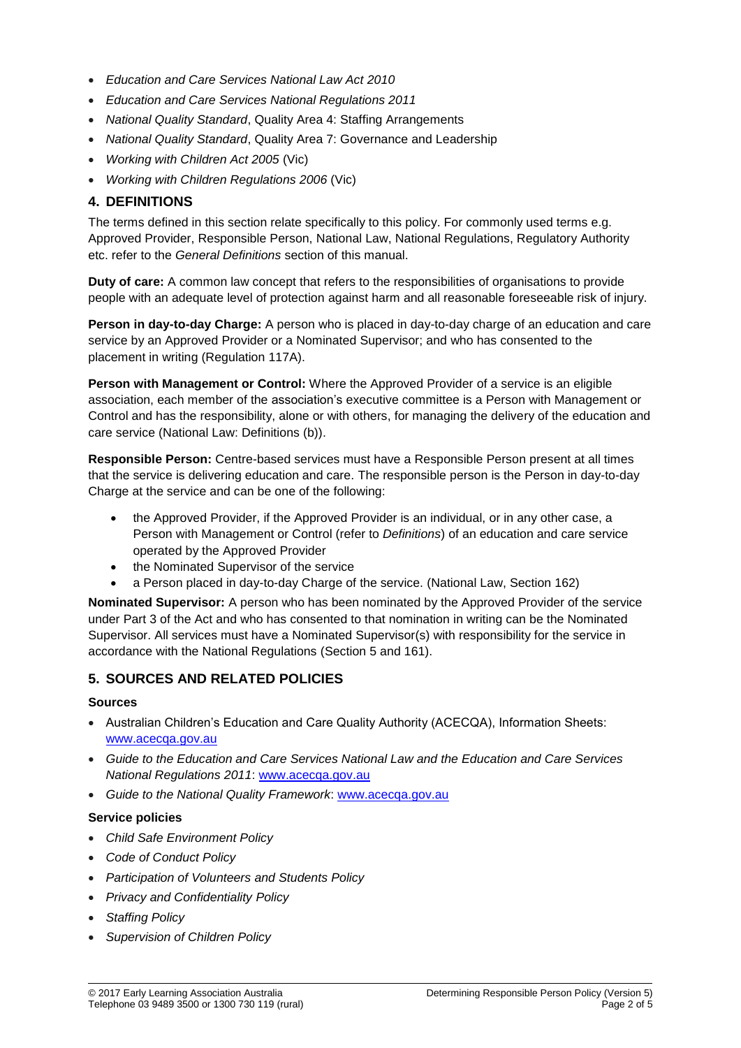- *Education and Care Services National Law Act 2010*
- *Education and Care Services National Regulations 2011*
- *National Quality Standard*, Quality Area 4: Staffing Arrangements
- *National Quality Standard*, Quality Area 7: Governance and Leadership
- *Working with Children Act 2005* (Vic)
- *Working with Children Regulations 2006* (Vic)

## 4. DEFINITIONS

The terms defined in this section relate specifically to this policy. For commonly used terms e.g. Approved Provider, Responsible Person, National Law, National Regulations, Regulatory Authority etc. refer to the *General Definitions* section of this manual.

**Duty of care:** A common law concept that refers to the responsibilities of organisations to provide people with an adequate level of protection against harm and all reasonable foreseeable risk of injury.

**Person in day-to-day Charge:** A person who is placed in day-to-day charge of an education and care service by an Approved Provider or a Nominated Supervisor; and who has consented to the placement in writing (Regulation 117A).

**Person with Management or Control:** Where the Approved Provider of a service is an eligible association, each member of the association's executive committee is a Person with Management or Control and has the responsibility, alone or with others, for managing the delivery of the education and care service (National Law: Definitions (b)).

**Responsible Person:** Centre-based services must have a Responsible Person present at all times that the service is delivering education and care. The responsible person is the Person in day-to-day Charge at the service and can be one of the following:

- the Approved Provider, if the Approved Provider is an individual, or in any other case, a Person with Management or Control (refer to *Definitions*) of an education and care service operated by the Approved Provider
- the Nominated Supervisor of the service
- a Person placed in day-to-day Charge of the service. (National Law, Section 162)

**Nominated Supervisor:** A person who has been nominated by the Approved Provider of the service under Part 3 of the Act and who has consented to that nomination in writing can be the Nominated Supervisor. All services must have a Nominated Supervisor(s) with responsibility for the service in accordance with the National Regulations (Section 5 and 161).

## 5. SOURCES AND RELATED POLICIES

### Sources

- Australian Children's Education and Care Quality Authority (ACECQA), Information Sheets: www.acecqa.gov.au
- *Guide to the Education and Care Services National Law and the Education and Care Services National Regulations 2011*: www.acecqa.gov.au
- *Guide to the National Quality Framework*: www.acecqa.gov.au

### Service policies

- *Child Safe Environment Policy*
- *Code of Conduct Policy*
- *Participation of Volunteers and Students Policy*
- *Privacy and Confidentiality Policy*
- *Staffing Policy*
- *Supervision of Children Policy*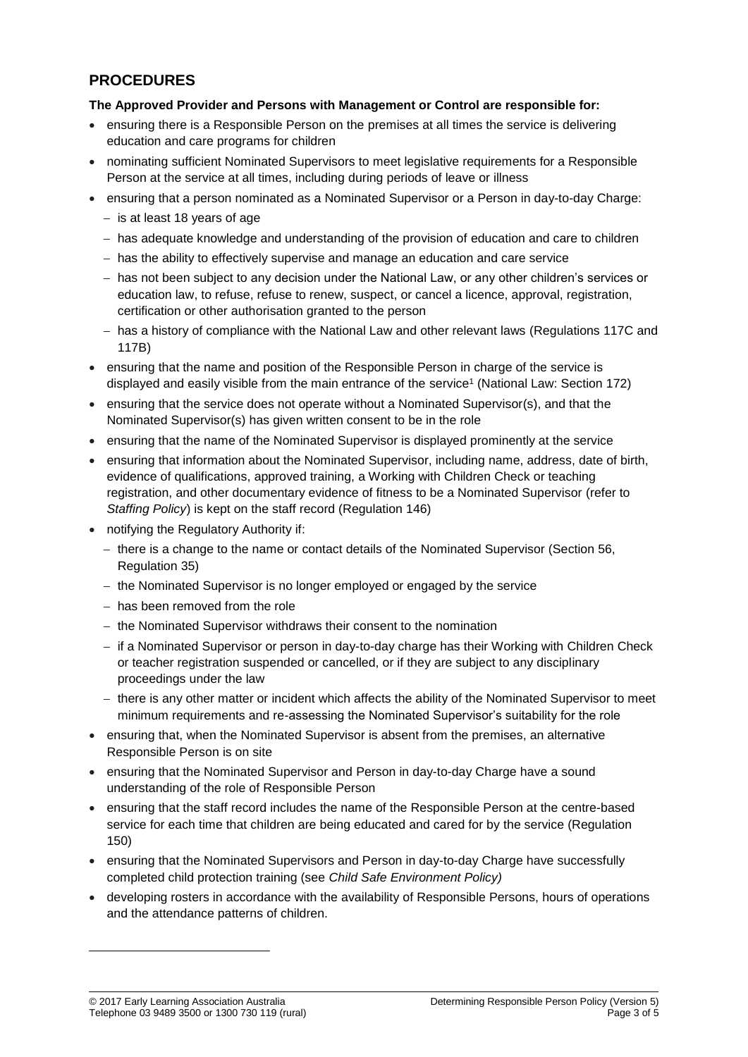## PROCEDURES

**The Approved Provider and Persons with Management or Control are responsible for:**

- ensuring there is a Responsible Person on the premises at all times the service is delivering education and care programs for children
- nominating sufficient Nominated Supervisors to meet legislative requirements for a Responsible Person at the service at all times, including during periods of leave or illness
- ensuring that a person nominated as a Nominated Supervisor or a Person in day-to-day Charge:
  - is at least 18 years of age
  - has adequate knowledge and understanding of the provision of education and care to children
  - has the ability to effectively supervise and manage an education and care service
  - has not been subject to any decision under the National Law, or any other children's services or education law, to refuse, refuse to renew, suspect, or cancel a licence, approval, registration, certification or other authorisation granted to the person
  - has a history of compliance with the National Law and other relevant laws (Regulations 117C and 117B)
- ensuring that the name and position of the Responsible Person in charge of the service is displayed and easily visible from the main entrance of the service[1] (National Law: Section 172)
- ensuring that the service does not operate without a Nominated Supervisor(s), and that the Nominated Supervisor(s) has given written consent to be in the role
- ensuring that the name of the Nominated Supervisor is displayed prominently at the service
- ensuring that information about the Nominated Supervisor, including name, address, date of birth, evidence of qualifications, approved training, a Working with Children Check or teaching registration, and other documentary evidence of fitness to be a Nominated Supervisor (refer to *Staffing Policy*) is kept on the staff record (Regulation 146)
- notifying the Regulatory Authority if:
  - there is a change to the name or contact details of the Nominated Supervisor (Section 56, Regulation 35)
  - the Nominated Supervisor is no longer employed or engaged by the service
  - has been removed from the role
  - the Nominated Supervisor withdraws their consent to the nomination
  - if a Nominated Supervisor or person in day-to-day charge has their Working with Children Check or teacher registration suspended or cancelled, or if they are subject to any disciplinary proceedings under the law
  - there is any other matter or incident which affects the ability of the Nominated Supervisor to meet minimum requirements and re-assessing the Nominated Supervisor's suitability for the role
- ensuring that, when the Nominated Supervisor is absent from the premises, an alternative Responsible Person is on site
- ensuring that the Nominated Supervisor and Person in day-to-day Charge have a sound understanding of the role of Responsible Person
- ensuring that the staff record includes the name of the Responsible Person at the centre-based service for each time that children are being educated and cared for by the service (Regulation 150)
- ensuring that the Nominated Supervisors and Person in day-to-day Charge have successfully completed child protection training (see *Child Safe Environment Policy)*
- developing rosters in accordance with the availability of Responsible Persons, hours of operations and the attendance patterns of children.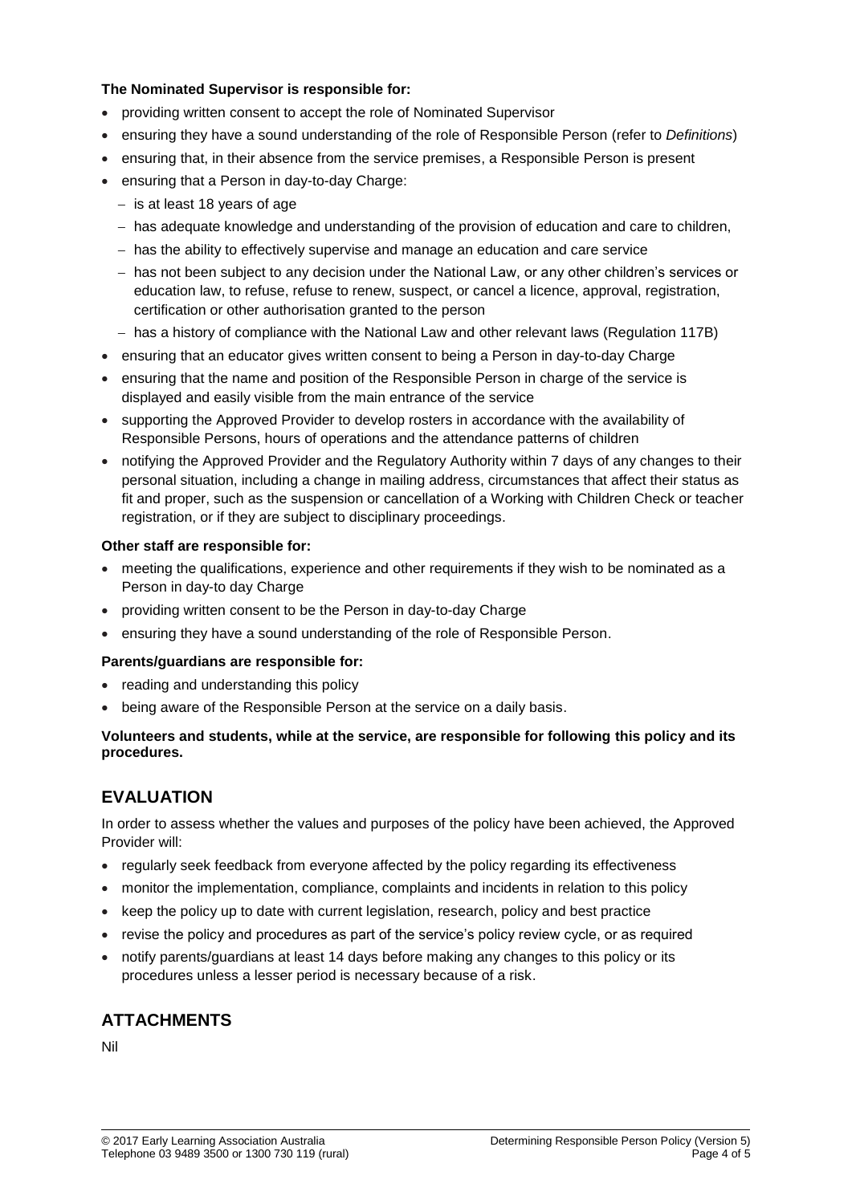**The Nominated Supervisor is responsible for:**

- providing written consent to accept the role of Nominated Supervisor
- ensuring they have a sound understanding of the role of Responsible Person (refer to *Definitions*)
- ensuring that, in their absence from the service premises, a Responsible Person is present
- ensuring that a Person in day-to-day Charge:
  - is at least 18 years of age
  - has adequate knowledge and understanding of the provision of education and care to children,
  - has the ability to effectively supervise and manage an education and care service
  - has not been subject to any decision under the National Law, or any other children's services or education law, to refuse, refuse to renew, suspect, or cancel a licence, approval, registration, certification or other authorisation granted to the person
  - has a history of compliance with the National Law and other relevant laws (Regulation 117B)
- ensuring that an educator gives written consent to being a Person in day-to-day Charge
- ensuring that the name and position of the Responsible Person in charge of the service is displayed and easily visible from the main entrance of the service
- supporting the Approved Provider to develop rosters in accordance with the availability of Responsible Persons, hours of operations and the attendance patterns of children
- notifying the Approved Provider and the Regulatory Authority within 7 days of any changes to their personal situation, including a change in mailing address, circumstances that affect their status as fit and proper, such as the suspension or cancellation of a Working with Children Check or teacher registration, or if they are subject to disciplinary proceedings.

**Other staff are responsible for:**

- meeting the qualifications, experience and other requirements if they wish to be nominated as a Person in day-to day Charge
- providing written consent to be the Person in day-to-day Charge
- ensuring they have a sound understanding of the role of Responsible Person.

**Parents/guardians are responsible for:**

- reading and understanding this policy
- being aware of the Responsible Person at the service on a daily basis.

**Volunteers and students, while at the service, are responsible for following this policy and its procedures.**

## EVALUATION

In order to assess whether the values and purposes of the policy have been achieved, the Approved Provider will:

- regularly seek feedback from everyone affected by the policy regarding its effectiveness
- monitor the implementation, compliance, complaints and incidents in relation to this policy
- keep the policy up to date with current legislation, research, policy and best practice
- revise the policy and procedures as part of the service's policy review cycle, or as required
- notify parents/guardians at least 14 days before making any changes to this policy or its procedures unless a lesser period is necessary because of a risk.

## ATTACHMENTS

Nil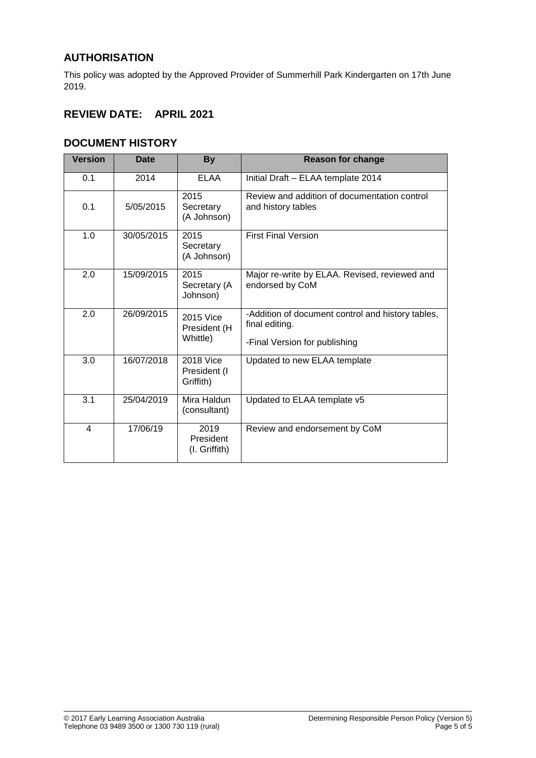## AUTHORISATION

This policy was adopted by the Approved Provider of Summerhill Park Kindergarten on 17th June 2019.

## REVIEW DATE: APRIL 2021

## DOCUMENT HISTORY

| Version | Date | By | Reason for change |
|---|---|---|---|
| 0.1 | 2014 | ELAA | Initial Draft – ELAA template 2014 |
| 0.1 | 5/05/2015 | 2015 Secretary (A Johnson) | Review and addition of documentation control and history tables |
| 1.0 | 30/05/2015 | 2015 Secretary (A Johnson) | First Final Version |
| 2.0 | 15/09/2015 | 2015 Secretary (A Johnson) | Major re-write by ELAA. Revised, reviewed and endorsed by CoM |
| 2.0 | 26/09/2015 | 2015 Vice President (H Whittle) | -Addition of document control and history tables, final editing.<br>-Final Version for publishing |
| 3.0 | 16/07/2018 | 2018 Vice President (I Griffith) | Updated to new ELAA template |
| 3.1 | 25/04/2019 | Mira Haldun (consultant) | Updated to ELAA template v5 |
| 4 | 17/06/19 | 2019 President (I. Griffith) | Review and endorsement by CoM |